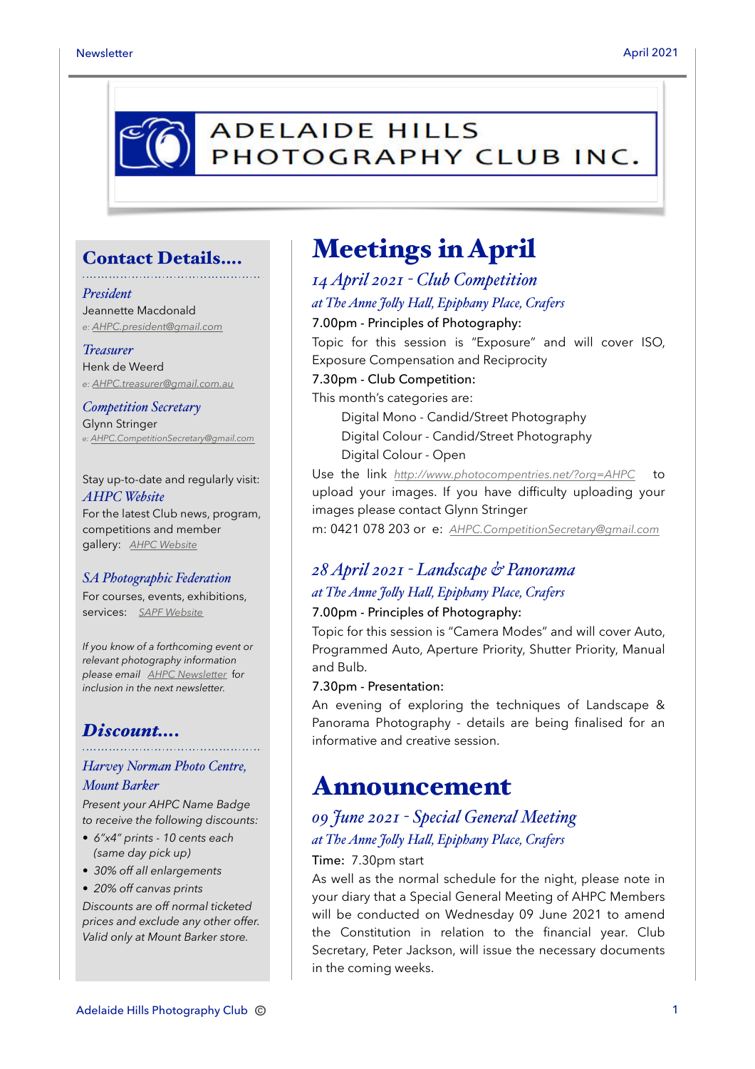# ADELAIDE HILLS PHOTOGRAPHY CLUB INC.

## Contact Details....

*President*
Jeannette Macdonald
e: AHPC.president@gmail.com

*Treasurer*
Henk de Weerd
e: AHPC.treasurer@gmail.com.au

*Competition Secretary*
Glynn Stringer
e: AHPC.CompetitionSecretary@gmail.com

Stay up-to-date and regularly visit:
*AHPC Website*
For the latest Club news, program, competitions and member gallery: AHPC Website

*SA Photographic Federation*
For courses, events, exhibitions, services: SAPF Website

*If you know of a forthcoming event or relevant photography information please email AHPC Newsletter for inclusion in the next newsletter.*

## Discount....

*Harvey Norman Photo Centre, Mount Barker*

*Present your AHPC Name Badge to receive the following discounts:*

- *6"x4" prints - 10 cents each (same day pick up)*
- *30% off all enlargements*
- *20% off canvas prints*

*Discounts are off normal ticketed prices and exclude any other offer. Valid only at Mount Barker store.*

# Meetings in April

### *14 April 2021 - Club Competition*

*at The Anne Jolly Hall, Epiphany Place, Crafers*

7.00pm - Principles of Photography:

Topic for this session is "Exposure" and will cover ISO, Exposure Compensation and Reciprocity

7.30pm - Club Competition:

This month's categories are:

- Digital Mono - Candid/Street Photography
- Digital Colour - Candid/Street Photography
- Digital Colour - Open

Use the link http://www.photocompentries.net/?org=AHPC to upload your images. If you have difficulty uploading your images please contact Glynn Stringer
m: 0421 078 203 or e: AHPC.CompetitionSecretary@gmail.com

### *28 April 2021 - Landscape & Panorama*

*at The Anne Jolly Hall, Epiphany Place, Crafers*

7.00pm - Principles of Photography:

Topic for this session is "Camera Modes" and will cover Auto, Programmed Auto, Aperture Priority, Shutter Priority, Manual and Bulb.

7.30pm - Presentation:

An evening of exploring the techniques of Landscape & Panorama Photography - details are being finalised for an informative and creative session.

# Announcement

### *09 June 2021 - Special General Meeting*

*at The Anne Jolly Hall, Epiphany Place, Crafers*

Time: 7.30pm start

As well as the normal schedule for the night, please note in your diary that a Special General Meeting of AHPC Members will be conducted on Wednesday 09 June 2021 to amend the Constitution in relation to the financial year. Club Secretary, Peter Jackson, will issue the necessary documents in the coming weeks.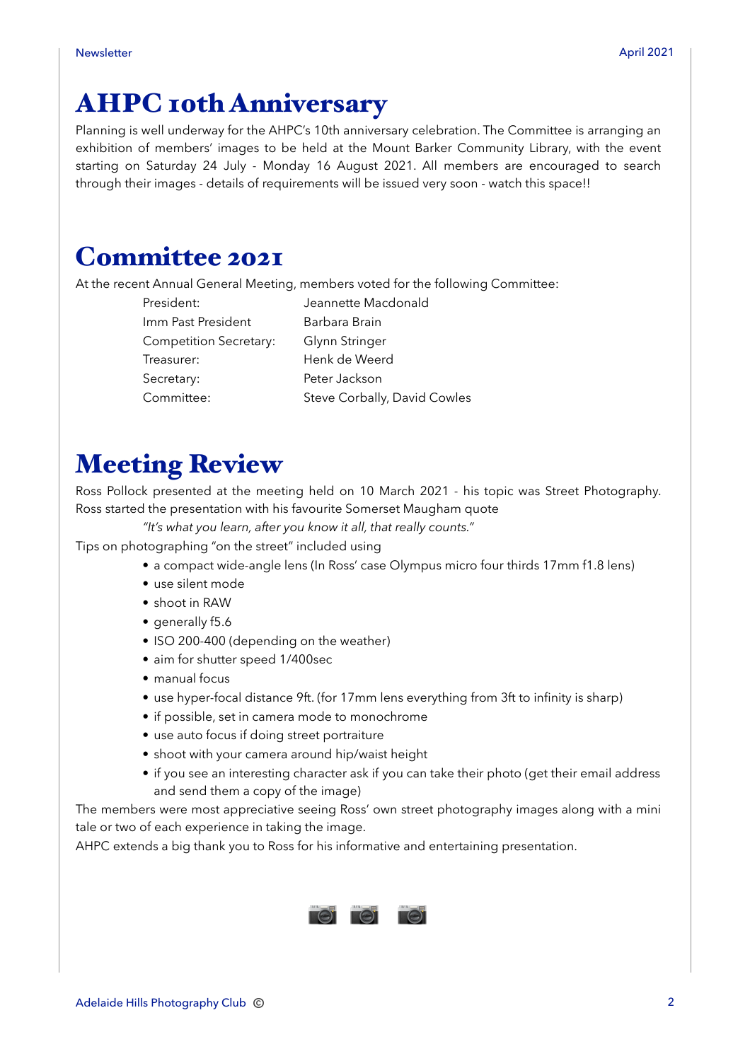# AHPC 10th Anniversary

Planning is well underway for the AHPC's 10th anniversary celebration. The Committee is arranging an exhibition of members' images to be held at the Mount Barker Community Library, with the event starting on Saturday 24 July - Monday 16 August 2021. All members are encouraged to search through their images - details of requirements will be issued very soon - watch this space!!

# Committee 2021

At the recent Annual General Meeting, members voted for the following Committee:

| | |
|---|---|
| President: | Jeannette Macdonald |
| Imm Past President | Barbara Brain |
| Competition Secretary: | Glynn Stringer |
| Treasurer: | Henk de Weerd |
| Secretary: | Peter Jackson |
| Committee: | Steve Corbally, David Cowles |

# Meeting Review

Ross Pollock presented at the meeting held on 10 March 2021 - his topic was Street Photography. Ross started the presentation with his favourite Somerset Maugham quote

*"It's what you learn, after you know it all, that really counts."*

Tips on photographing "on the street" included using

- a compact wide-angle lens (In Ross' case Olympus micro four thirds 17mm f1.8 lens)
- use silent mode
- shoot in RAW
- generally f5.6
- ISO 200-400 (depending on the weather)
- aim for shutter speed 1/400sec
- manual focus
- use hyper-focal distance 9ft. (for 17mm lens everything from 3ft to infinity is sharp)
- if possible, set in camera mode to monochrome
- use auto focus if doing street portraiture
- shoot with your camera around hip/waist height
- if you see an interesting character ask if you can take their photo (get their email address and send them a copy of the image)

The members were most appreciative seeing Ross' own street photography images along with a mini tale or two of each experience in taking the image.

AHPC extends a big thank you to Ross for his informative and entertaining presentation.